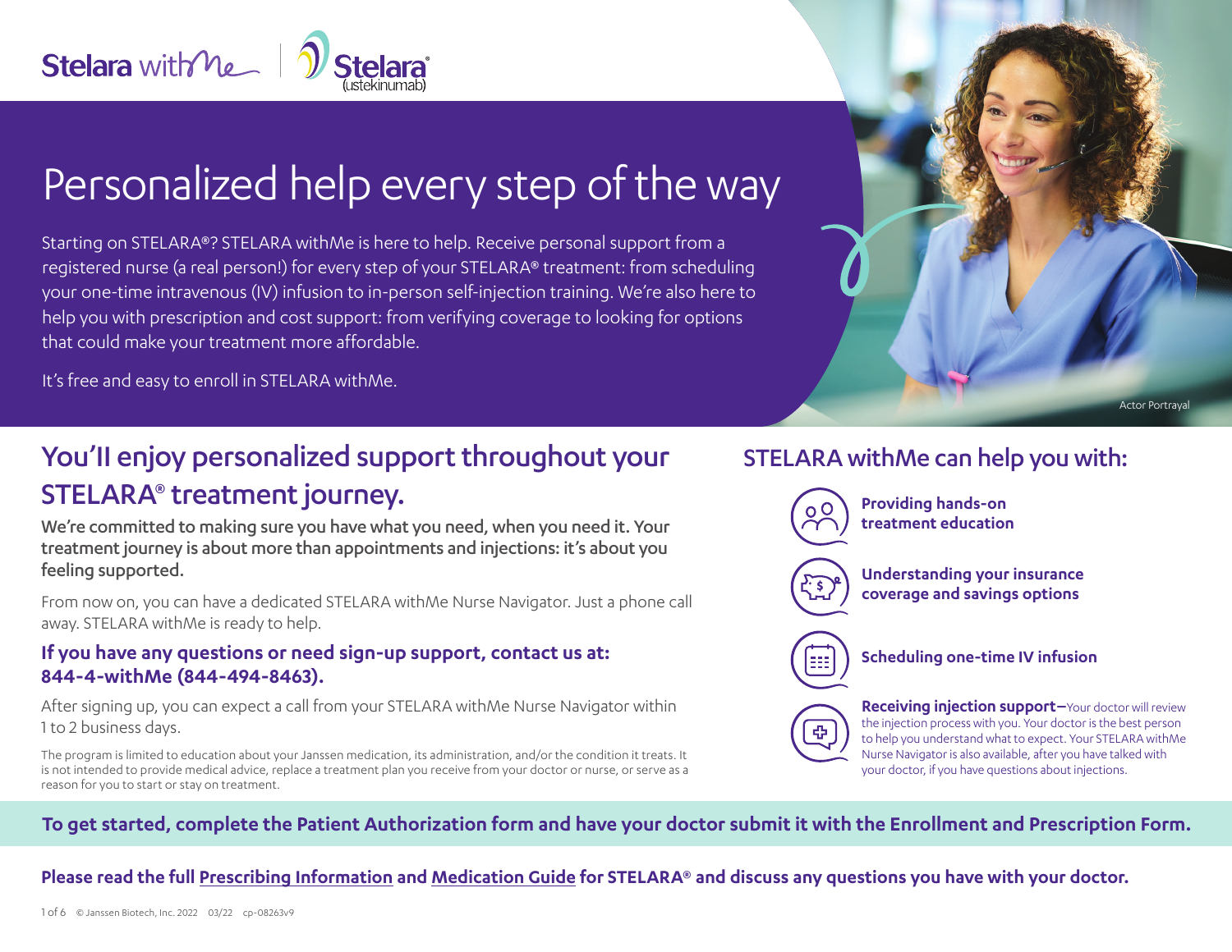Stelara withMe | Stelara (ustekinumab)

# Personalized help every step of the way

Starting on STELARA®? STELARA withMe is here to help. Receive personal support from a registered nurse (a real person!) for every step of your STELARA® treatment: from scheduling your one-time intravenous (IV) infusion to in-person self-injection training. We're also here to help you with prescription and cost support: from verifying coverage to looking for options that could make your treatment more affordable.

It's free and easy to enroll in STELARA withMe.

Actor Portrayal

## You'll enjoy personalized support throughout your STELARA® treatment journey.

**We're committed to making sure you have what you need, when you need it. Your treatment journey is about more than appointments and injections: it's about you feeling supported.**

From now on, you can have a dedicated STELARA withMe Nurse Navigator. Just a phone call away. STELARA withMe is ready to help.

**If you have any questions or need sign-up support, contact us at: 844-4-withMe (844-494-8463).**

After signing up, you can expect a call from your STELARA withMe Nurse Navigator within 1 to 2 business days.

The program is limited to education about your Janssen medication, its administration, and/or the condition it treats. It is not intended to provide medical advice, replace a treatment plan you receive from your doctor or nurse, or serve as a reason for you to start or stay on treatment.

## STELARA withMe can help you with:

- **Providing hands-on treatment education**
- **Understanding your insurance coverage and savings options**
- **Scheduling one-time IV infusion**
- **Receiving injection support**–Your doctor will review the injection process with you. Your doctor is the best person to help you understand what to expect. Your STELARA withMe Nurse Navigator is also available, after you have talked with your doctor, if you have questions about injections.

**To get started, complete the Patient Authorization form and have your doctor submit it with the Enrollment and Prescription Form.**

**Please read the full Prescribing Information and Medication Guide for STELARA® and discuss any questions you have with your doctor.**

© Janssen Biotech, Inc. 2022 03/22 cp-08263v9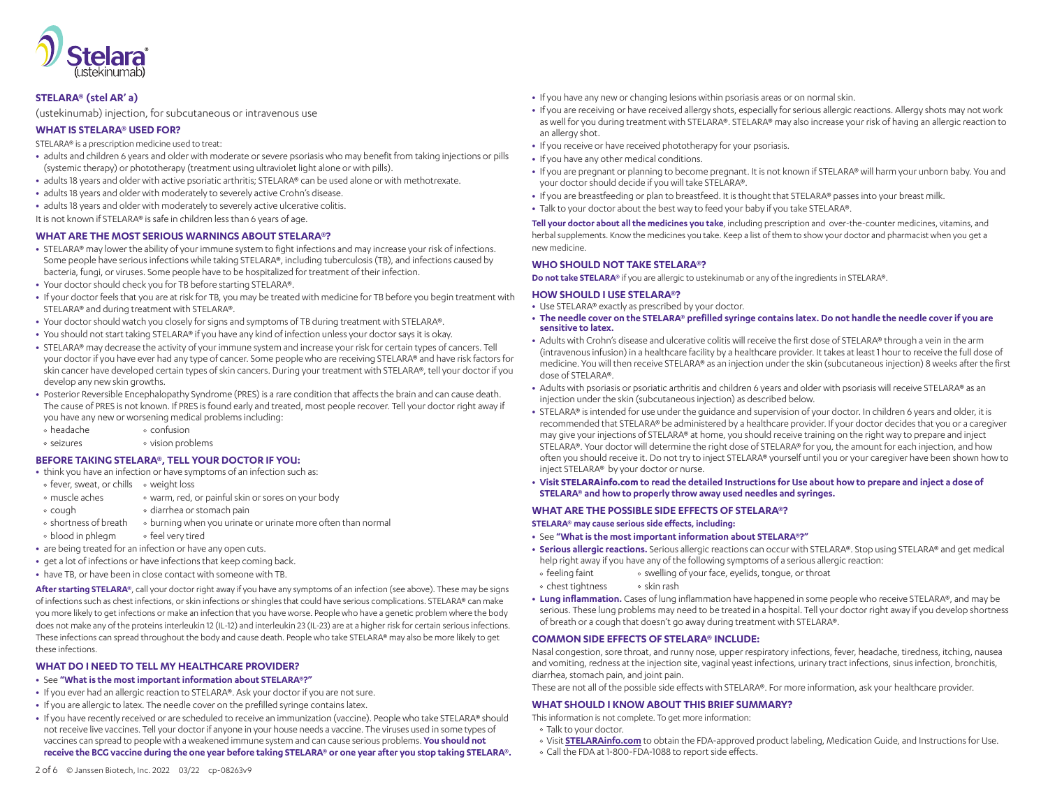**STELARA® (stel AR' a)**

(ustekinumab) injection, for subcutaneous or intravenous use

### WHAT IS STELARA® USED FOR?

STELARA® is a prescription medicine used to treat:

- adults and children 6 years and older with moderate or severe psoriasis who may benefit from taking injections or pills (systemic therapy) or phototherapy (treatment using ultraviolet light alone or with pills).
- adults 18 years and older with active psoriatic arthritis; STELARA® can be used alone or with methotrexate.
- adults 18 years and older with moderately to severely active Crohn's disease.
- adults 18 years and older with moderately to severely active ulcerative colitis.

It is not known if STELARA® is safe in children less than 6 years of age.

### WHAT ARE THE MOST SERIOUS WARNINGS ABOUT STELARA®?

- STELARA® may lower the ability of your immune system to fight infections and may increase your risk of infections. Some people have serious infections while taking STELARA®, including tuberculosis (TB), and infections caused by bacteria, fungi, or viruses. Some people have to be hospitalized for treatment of their infection.
- Your doctor should check you for TB before starting STELARA®.
- If your doctor feels that you are at risk for TB, you may be treated with medicine for TB before you begin treatment with STELARA® and during treatment with STELARA®.
- Your doctor should watch you closely for signs and symptoms of TB during treatment with STELARA®.
- You should not start taking STELARA® if you have any kind of infection unless your doctor says it is okay.
- STELARA® may decrease the activity of your immune system and increase your risk for certain types of cancers. Tell your doctor if you have ever had any type of cancer. Some people who are receiving STELARA® and have risk factors for skin cancer have developed certain types of skin cancers. During your treatment with STELARA®, tell your doctor if you develop any new skin growths.
- Posterior Reversible Encephalopathy Syndrome (PRES) is a rare condition that affects the brain and can cause death. The cause of PRES is not known. If PRES is found early and treated, most people recover. Tell your doctor right away if you have any new or worsening medical problems including:
  - headache
  - confusion
  - seizures
  - vision problems

### BEFORE TAKING STELARA®, TELL YOUR DOCTOR IF YOU:

- think you have an infection or have symptoms of an infection such as:
  - fever, sweat, or chills
  - weight loss
  - muscle aches
  - warm, red, or painful skin or sores on your body
  - cough
  - diarrhea or stomach pain
  - shortness of breath
  - burning when you urinate or urinate more often than normal
  - blood in phlegm
  - feel very tired
- are being treated for an infection or have any open cuts.
- get a lot of infections or have infections that keep coming back.
- have TB, or have been in close contact with someone with TB.

**After starting STELARA®**, call your doctor right away if you have any symptoms of an infection (see above). These may be signs of infections such as chest infections, or skin infections or shingles that could have serious complications. STELARA® can make you more likely to get infections or make an infection that you have worse. People who have a genetic problem where the body does not make any of the proteins interleukin 12 (IL-12) and interleukin 23 (IL-23) are at a higher risk for certain serious infections. These infections can spread throughout the body and cause death. People who take STELARA® may also be more likely to get these infections.

### WHAT DO I NEED TO TELL MY HEALTHCARE PROVIDER?

- See **"What is the most important information about STELARA®?"**
- If you ever had an allergic reaction to STELARA®. Ask your doctor if you are not sure.
- If you are allergic to latex. The needle cover on the prefilled syringe contains latex.
- If you have recently received or are scheduled to receive an immunization (vaccine). People who take STELARA® should not receive live vaccines. Tell your doctor if anyone in your house needs a vaccine. The viruses used in some types of vaccines can spread to people with a weakened immune system and can cause serious problems. **You should not receive the BCG vaccine during the one year before taking STELARA® or one year after you stop taking STELARA®.**
- If you have any new or changing lesions within psoriasis areas or on normal skin.
- If you are receiving or have received allergy shots, especially for serious allergic reactions. Allergy shots may not work as well for you during treatment with STELARA®. STELARA® may also increase your risk of having an allergic reaction to an allergy shot.
- If you receive or have received phototherapy for your psoriasis.
- If you have any other medical conditions.
- If you are pregnant or planning to become pregnant. It is not known if STELARA® will harm your unborn baby. You and your doctor should decide if you will take STELARA®.
- If you are breastfeeding or plan to breastfeed. It is thought that STELARA® passes into your breast milk.
- Talk to your doctor about the best way to feed your baby if you take STELARA®.

**Tell your doctor about all the medicines you take**, including prescription and over-the-counter medicines, vitamins, and herbal supplements. Know the medicines you take. Keep a list of them to show your doctor and pharmacist when you get a new medicine.

### WHO SHOULD NOT TAKE STELARA®?

**Do not take STELARA®** if you are allergic to ustekinumab or any of the ingredients in STELARA®.

### HOW SHOULD I USE STELARA®?

- Use STELARA® exactly as prescribed by your doctor.
- **The needle cover on the STELARA® prefilled syringe contains latex. Do not handle the needle cover if you are sensitive to latex.**
- Adults with Crohn's disease and ulcerative colitis will receive the first dose of STELARA® through a vein in the arm (intravenous infusion) in a healthcare facility by a healthcare provider. It takes at least 1 hour to receive the full dose of medicine. You will then receive STELARA® as an injection under the skin (subcutaneous injection) 8 weeks after the first dose of STELARA®.
- Adults with psoriasis or psoriatic arthritis and children 6 years and older with psoriasis will receive STELARA® as an injection under the skin (subcutaneous injection) as described below.
- STELARA® is intended for use under the guidance and supervision of your doctor. In children 6 years and older, it is recommended that STELARA® be administered by a healthcare provider. If your doctor decides that you or a caregiver may give your injections of STELARA® at home, you should receive training on the right way to prepare and inject STELARA®. Your doctor will determine the right dose of STELARA® for you, the amount for each injection, and how often you should receive it. Do not try to inject STELARA® yourself until you or your caregiver have been shown how to inject STELARA® by your doctor or nurse.
- **Visit STELARAinfo.com to read the detailed Instructions for Use about how to prepare and inject a dose of STELARA® and how to properly throw away used needles and syringes.**

### WHAT ARE THE POSSIBLE SIDE EFFECTS OF STELARA®?

**STELARA® may cause serious side effects, including:**

- See **"What is the most important information about STELARA®?"**
- **Serious allergic reactions.** Serious allergic reactions can occur with STELARA®. Stop using STELARA® and get medical help right away if you have any of the following symptoms of a serious allergic reaction:
  - feeling faint
  - swelling of your face, eyelids, tongue, or throat
  - chest tightness
  - skin rash
- **Lung inflammation.** Cases of lung inflammation have happened in some people who receive STELARA®, and may be serious. These lung problems may need to be treated in a hospital. Tell your doctor right away if you develop shortness of breath or a cough that doesn't go away during treatment with STELARA®.

### COMMON SIDE EFFECTS OF STELARA® INCLUDE:

Nasal congestion, sore throat, and runny nose, upper respiratory infections, fever, headache, tiredness, itching, nausea and vomiting, redness at the injection site, vaginal yeast infections, urinary tract infections, sinus infection, bronchitis, diarrhea, stomach pain, and joint pain.

These are not all of the possible side effects with STELARA®. For more information, ask your healthcare provider.

### WHAT SHOULD I KNOW ABOUT THIS BRIEF SUMMARY?

This information is not complete. To get more information:

- Talk to your doctor.
- Visit **STELARAinfo.com** to obtain the FDA-approved product labeling, Medication Guide, and Instructions for Use.
- Call the FDA at 1-800-FDA-1088 to report side effects.

© Janssen Biotech, Inc. 2022 03/22 cp-08263v9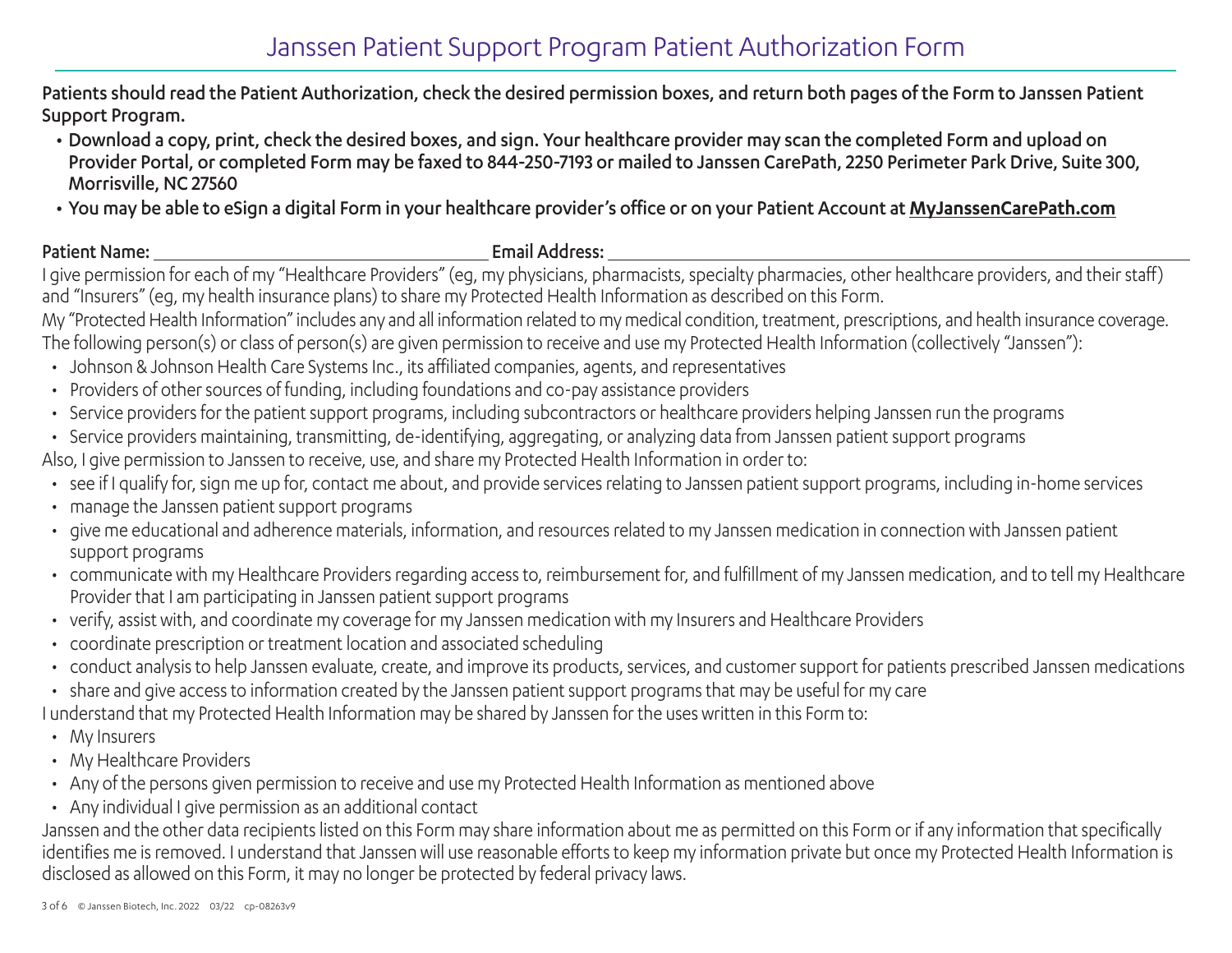# Janssen Patient Support Program Patient Authorization Form

**Patients should read the Patient Authorization, check the desired permission boxes, and return both pages of the Form to Janssen Patient Support Program.**

- **Download a copy, print, check the desired boxes, and sign. Your healthcare provider may scan the completed Form and upload on Provider Portal, or completed Form may be faxed to 844-250-7193 or mailed to Janssen CarePath, 2250 Perimeter Park Drive, Suite 300, Morrisville, NC 27560**
- **You may be able to eSign a digital Form in your healthcare provider's office or on your Patient Account at MyJanssenCarePath.com**

**Patient Name:** ____________________ **Email Address:** ____________________

I give permission for each of my "Healthcare Providers" (eg, my physicians, pharmacists, specialty pharmacies, other healthcare providers, and their staff) and "Insurers" (eg, my health insurance plans) to share my Protected Health Information as described on this Form.

My "Protected Health Information" includes any and all information related to my medical condition, treatment, prescriptions, and health insurance coverage.

The following person(s) or class of person(s) are given permission to receive and use my Protected Health Information (collectively "Janssen"):

- Johnson & Johnson Health Care Systems Inc., its affiliated companies, agents, and representatives
- Providers of other sources of funding, including foundations and co-pay assistance providers
- Service providers for the patient support programs, including subcontractors or healthcare providers helping Janssen run the programs
- Service providers maintaining, transmitting, de-identifying, aggregating, or analyzing data from Janssen patient support programs

Also, I give permission to Janssen to receive, use, and share my Protected Health Information in order to:

- see if I qualify for, sign me up for, contact me about, and provide services relating to Janssen patient support programs, including in-home services
- manage the Janssen patient support programs
- give me educational and adherence materials, information, and resources related to my Janssen medication in connection with Janssen patient support programs
- communicate with my Healthcare Providers regarding access to, reimbursement for, and fulfillment of my Janssen medication, and to tell my Healthcare Provider that I am participating in Janssen patient support programs
- verify, assist with, and coordinate my coverage for my Janssen medication with my Insurers and Healthcare Providers
- coordinate prescription or treatment location and associated scheduling
- conduct analysis to help Janssen evaluate, create, and improve its products, services, and customer support for patients prescribed Janssen medications
- share and give access to information created by the Janssen patient support programs that may be useful for my care

I understand that my Protected Health Information may be shared by Janssen for the uses written in this Form to:

- My Insurers
- My Healthcare Providers
- Any of the persons given permission to receive and use my Protected Health Information as mentioned above
- Any individual I give permission as an additional contact

Janssen and the other data recipients listed on this Form may share information about me as permitted on this Form or if any information that specifically identifies me is removed. I understand that Janssen will use reasonable efforts to keep my information private but once my Protected Health Information is disclosed as allowed on this Form, it may no longer be protected by federal privacy laws.

© Janssen Biotech, Inc. 2022 03/22 cp-08263v9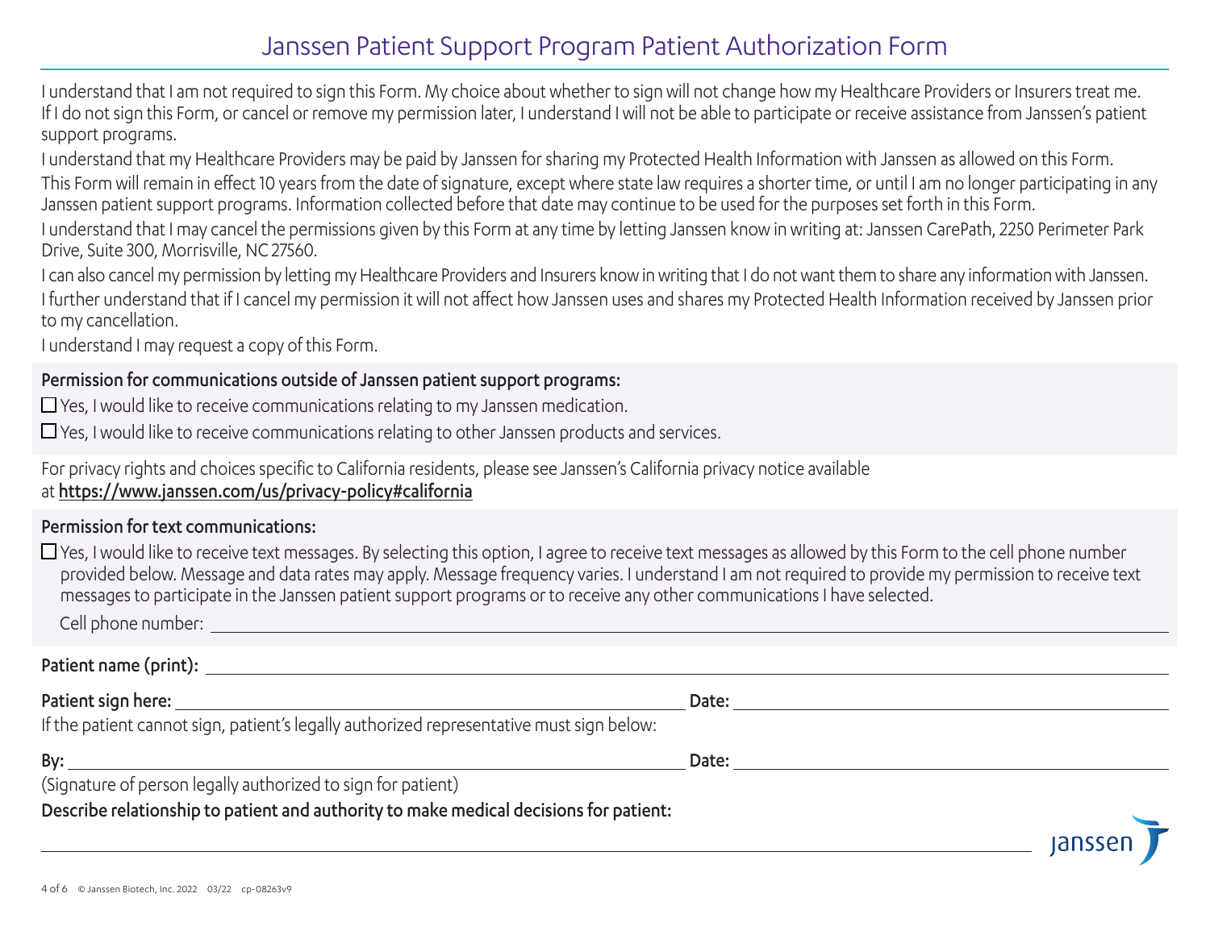# Janssen Patient Support Program Patient Authorization Form

I understand that I am not required to sign this Form. My choice about whether to sign will not change how my Healthcare Providers or Insurers treat me. If I do not sign this Form, or cancel or remove my permission later, I understand I will not be able to participate or receive assistance from Janssen's patient support programs.

I understand that my Healthcare Providers may be paid by Janssen for sharing my Protected Health Information with Janssen as allowed on this Form.

This Form will remain in effect 10 years from the date of signature, except where state law requires a shorter time, or until I am no longer participating in any Janssen patient support programs. Information collected before that date may continue to be used for the purposes set forth in this Form.

I understand that I may cancel the permissions given by this Form at any time by letting Janssen know in writing at: Janssen CarePath, 2250 Perimeter Park Drive, Suite 300, Morrisville, NC 27560.

I can also cancel my permission by letting my Healthcare Providers and Insurers know in writing that I do not want them to share any information with Janssen.

I further understand that if I cancel my permission it will not affect how Janssen uses and shares my Protected Health Information received by Janssen prior to my cancellation.

I understand I may request a copy of this Form.

**Permission for communications outside of Janssen patient support programs:**

☐ Yes, I would like to receive communications relating to my Janssen medication.

☐ Yes, I would like to receive communications relating to other Janssen products and services.

For privacy rights and choices specific to California residents, please see Janssen's California privacy notice available at **https://www.janssen.com/us/privacy-policy#california**

**Permission for text communications:**

☐ Yes, I would like to receive text messages. By selecting this option, I agree to receive text messages as allowed by this Form to the cell phone number provided below. Message and data rates may apply. Message frequency varies. I understand I am not required to provide my permission to receive text messages to participate in the Janssen patient support programs or to receive any other communications I have selected.

Cell phone number: ______________________________

**Patient name (print):** ______________________________

**Patient sign here:** ______________________________ **Date:** ______________________________

If the patient cannot sign, patient's legally authorized representative must sign below:

**By:** ______________________________ **Date:** ______________________________

(Signature of person legally authorized to sign for patient)

**Describe relationship to patient and authority to make medical decisions for patient:**

______________________________

janssen

© Janssen Biotech, Inc. 2022 03/22 cp-08263v9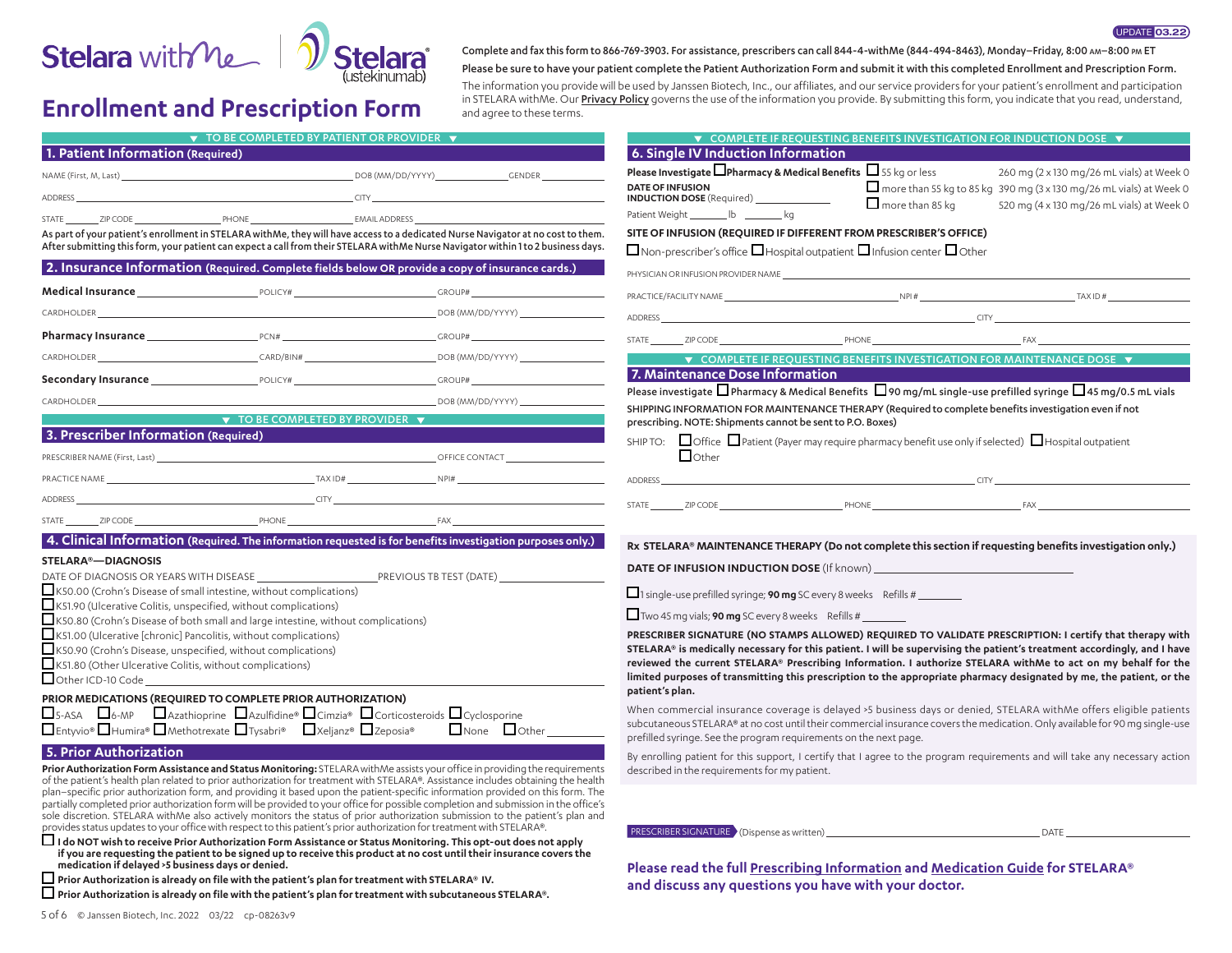UPDATE 03.22

Stelara withMe | Stelara (ustekinumab)

# Enrollment and Prescription Form

Complete and fax this form to 866-769-3903. For assistance, prescribers can call 844-4-withMe (844-494-8463), Monday–Friday, 8:00 AM–8:00 PM ET

Please be sure to have your patient complete the Patient Authorization Form and submit it with this completed Enrollment and Prescription Form.

The information you provide will be used by Janssen Biotech, Inc., our affiliates, and our service providers for your patient's enrollment and participation in STELARA withMe. Our **Privacy Policy** governs the use of the information you provide. By submitting this form, you indicate that you read, understand, and agree to these terms.

▼ TO BE COMPLETED BY PATIENT OR PROVIDER ▼

## 1. Patient Information (Required)

NAME (First, M, Last) ____________ DOB (MM/DD/YYYY) ____________ GENDER ____________

ADDRESS ____________ CITY ____________

STATE ______ ZIP CODE ____________ PHONE ____________ EMAIL ADDRESS ____________

As part of your patient's enrollment in STELARA withMe, they will have access to a dedicated Nurse Navigator at no cost to them. After submitting this form, your patient can expect a call from their STELARA withMe Nurse Navigator within 1 to 2 business days.

## 2. Insurance Information (Required. Complete fields below OR provide a copy of insurance cards.)

**Medical Insurance** ____________ POLICY# ____________ GROUP# ____________

CARDHOLDER ____________ DOB (MM/DD/YYYY) ____________

**Pharmacy Insurance** ____________ PCN# ____________ GROUP# ____________

CARDHOLDER ____________ CARD/BIN# ____________ DOB (MM/DD/YYYY) ____________

**Secondary Insurance** ____________ POLICY# ____________ GROUP# ____________

CARDHOLDER ____________ DOB (MM/DD/YYYY) ____________

▼ TO BE COMPLETED BY PROVIDER ▼

## 3. Prescriber Information (Required)

PRESCRIBER NAME (First, Last) ____________ OFFICE CONTACT ____________

PRACTICE NAME ____________ TAX ID# ____________ NPI# ____________

ADDRESS ____________ CITY ____________

STATE ______ ZIP CODE ____________ PHONE ____________ FAX ____________

## 4. Clinical Information (Required. The information requested is for benefits investigation purposes only.)

**STELARA®—DIAGNOSIS**

DATE OF DIAGNOSIS OR YEARS WITH DISEASE ____________ PREVIOUS TB TEST (DATE) ____________

- ☐ K50.00 (Crohn's Disease of small intestine, without complications)
- ☐ K51.90 (Ulcerative Colitis, unspecified, without complications)
- ☐ K50.80 (Crohn's Disease of both small and large intestine, without complications)
- ☐ K51.00 (Ulcerative [chronic] Pancolitis, without complications)
- ☐ K50.90 (Crohn's Disease, unspecified, without complications)
- ☐ K51.80 (Other Ulcerative Colitis, without complications)
- ☐ Other ICD-10 Code ____________

**PRIOR MEDICATIONS (REQUIRED TO COMPLETE PRIOR AUTHORIZATION)**

☐ 5-ASA ☐ 6-MP ☐ Azathioprine ☐ Azulfidine® ☐ Cimzia® ☐ Corticosteroids ☐ Cyclosporine
☐ Entyvio® ☐ Humira® ☐ Methotrexate ☐ Tysabri® ☐ Xeljanz® ☐ Zeposia® ☐ None ☐ Other ____________

## 5. Prior Authorization

**Prior Authorization Form Assistance and Status Monitoring:** STELARA withMe assists your office in providing the requirements of the patient's health plan related to prior authorization for treatment with STELARA®. Assistance includes obtaining the health plan–specific prior authorization form, and providing it based upon the patient-specific information provided on this form. The partially completed prior authorization form will be provided to your office for possible completion and submission in the office's sole discretion. STELARA withMe also actively monitors the status of prior authorization submission to the patient's plan and provides status updates to your office with respect to this patient's prior authorization for treatment with STELARA®.

- ☐ **I do NOT wish to receive Prior Authorization Form Assistance or Status Monitoring. This opt-out does not apply if you are requesting the patient to be signed up to receive this product at no cost until their insurance covers the medication if delayed >5 business days or denied.**
- ☐ **Prior Authorization is already on file with the patient's plan for treatment with STELARA® IV.**
- ☐ **Prior Authorization is already on file with the patient's plan for treatment with subcutaneous STELARA®.**

▼ COMPLETE IF REQUESTING BENEFITS INVESTIGATION FOR INDUCTION DOSE ▼

## 6. Single IV Induction Information

**Please Investigate** ☐ **Pharmacy & Medical Benefits**

**DATE OF INFUSION INDUCTION DOSE** (Required) ____________

Patient Weight ______ lb ______ kg

- ☐ 55 kg or less — 260 mg (2 x 130 mg/26 mL vials) at Week 0
- ☐ more than 55 kg to 85 kg — 390 mg (3 x 130 mg/26 mL vials) at Week 0
- ☐ more than 85 kg — 520 mg (4 x 130 mg/26 mL vials) at Week 0

**SITE OF INFUSION (REQUIRED IF DIFFERENT FROM PRESCRIBER'S OFFICE)**

☐ Non-prescriber's office ☐ Hospital outpatient ☐ Infusion center ☐ Other

PHYSICIAN OR INFUSION PROVIDER NAME ____________

PRACTICE/FACILITY NAME ____________ NPI# ____________ TAX ID# ____________

ADDRESS ____________ CITY ____________

STATE ______ ZIP CODE ____________ PHONE ____________ FAX ____________

▼ COMPLETE IF REQUESTING BENEFITS INVESTIGATION FOR MAINTENANCE DOSE ▼

## 7. Maintenance Dose Information

Please investigate ☐ Pharmacy & Medical Benefits ☐ 90 mg/mL single-use prefilled syringe ☐ 45 mg/0.5 mL vials

SHIPPING INFORMATION FOR MAINTENANCE THERAPY (Required to complete benefits investigation even if not prescribing. NOTE: Shipments cannot be sent to P.O. Boxes)

SHIP TO: ☐ Office ☐ Patient (Payer may require pharmacy benefit use only if selected) ☐ Hospital outpatient ☐ Other

ADDRESS ____________ CITY ____________

STATE ______ ZIP CODE ____________ PHONE ____________ FAX ____________

**Rx STELARA® MAINTENANCE THERAPY (Do not complete this section if requesting benefits investigation only.)**

**DATE OF INFUSION INDUCTION DOSE** (If known) ____________

- ☐ 1 single-use prefilled syringe; **90 mg** SC every 8 weeks Refills # ______
- ☐ Two 45 mg vials; **90 mg** SC every 8 weeks Refills # ______

**PRESCRIBER SIGNATURE (NO STAMPS ALLOWED) REQUIRED TO VALIDATE PRESCRIPTION: I certify that therapy with STELARA® is medically necessary for this patient. I will be supervising the patient's treatment accordingly, and I have reviewed the current STELARA® Prescribing Information. I authorize STELARA withMe to act on my behalf for the limited purposes of transmitting this prescription to the appropriate pharmacy designated by me, the patient, or the patient's plan.**

When commercial insurance coverage is delayed >5 business days or denied, STELARA withMe offers eligible patients subcutaneous STELARA® at no cost until their commercial insurance covers the medication. Only available for 90 mg single-use prefilled syringe. See the program requirements on the next page.

By enrolling patient for this support, I certify that I agree to the program requirements and will take any necessary action described in the requirements for my patient.

PRESCRIBER SIGNATURE (Dispense as written) ____________ DATE ____________

**Please read the full Prescribing Information and Medication Guide for STELARA® and discuss any questions you have with your doctor.**

© Janssen Biotech, Inc. 2022 03/22 cp-08263v9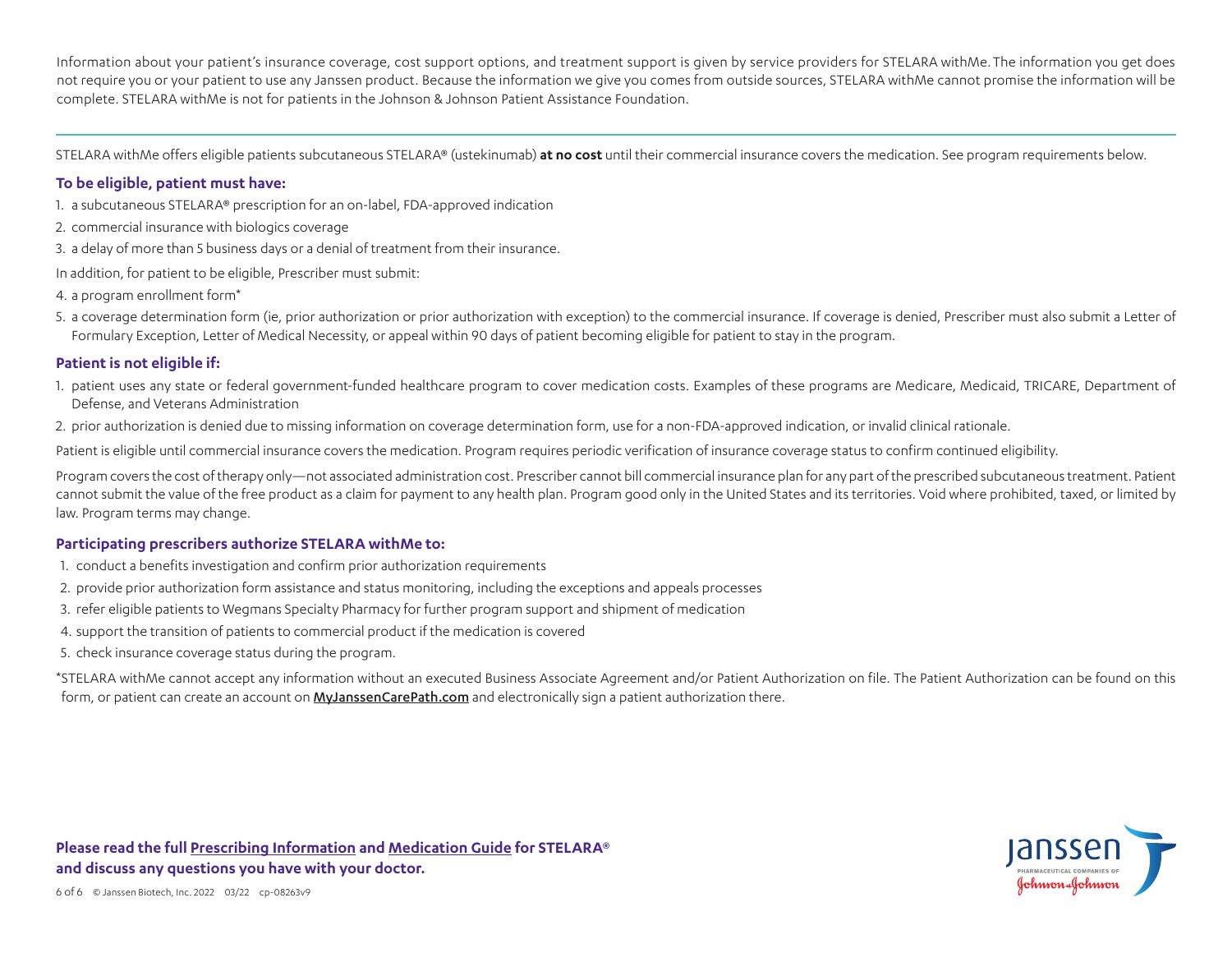Information about your patient's insurance coverage, cost support options, and treatment support is given by service providers for STELARA withMe. The information you get does not require you or your patient to use any Janssen product. Because the information we give you comes from outside sources, STELARA withMe cannot promise the information will be complete. STELARA withMe is not for patients in the Johnson & Johnson Patient Assistance Foundation.

---

STELARA withMe offers eligible patients subcutaneous STELARA® (ustekinumab) **at no cost** until their commercial insurance covers the medication. See program requirements below.

**To be eligible, patient must have:**

1. a subcutaneous STELARA® prescription for an on-label, FDA-approved indication
2. commercial insurance with biologics coverage
3. a delay of more than 5 business days or a denial of treatment from their insurance.

In addition, for patient to be eligible, Prescriber must submit:

4. a program enrollment form*
5. a coverage determination form (ie, prior authorization or prior authorization with exception) to the commercial insurance. If coverage is denied, Prescriber must also submit a Letter of Formulary Exception, Letter of Medical Necessity, or appeal within 90 days of patient becoming eligible for patient to stay in the program.

**Patient is not eligible if:**

1. patient uses any state or federal government-funded healthcare program to cover medication costs. Examples of these programs are Medicare, Medicaid, TRICARE, Department of Defense, and Veterans Administration
2. prior authorization is denied due to missing information on coverage determination form, use for a non-FDA-approved indication, or invalid clinical rationale.

Patient is eligible until commercial insurance covers the medication. Program requires periodic verification of insurance coverage status to confirm continued eligibility.

Program covers the cost of therapy only—not associated administration cost. Prescriber cannot bill commercial insurance plan for any part of the prescribed subcutaneous treatment. Patient cannot submit the value of the free product as a claim for payment to any health plan. Program good only in the United States and its territories. Void where prohibited, taxed, or limited by law. Program terms may change.

**Participating prescribers authorize STELARA withMe to:**

1. conduct a benefits investigation and confirm prior authorization requirements
2. provide prior authorization form assistance and status monitoring, including the exceptions and appeals processes
3. refer eligible patients to Wegmans Specialty Pharmacy for further program support and shipment of medication
4. support the transition of patients to commercial product if the medication is covered
5. check insurance coverage status during the program.

*STELARA withMe cannot accept any information without an executed Business Associate Agreement and/or Patient Authorization on file. The Patient Authorization can be found on this form, or patient can create an account on MyJanssenCarePath.com and electronically sign a patient authorization there.

**Please read the full Prescribing Information and Medication Guide for STELARA® and discuss any questions you have with your doctor.**

© Janssen Biotech, Inc. 2022 03/22 cp-08263v9

Janssen PHARMACEUTICAL COMPANIES OF Johnson & Johnson